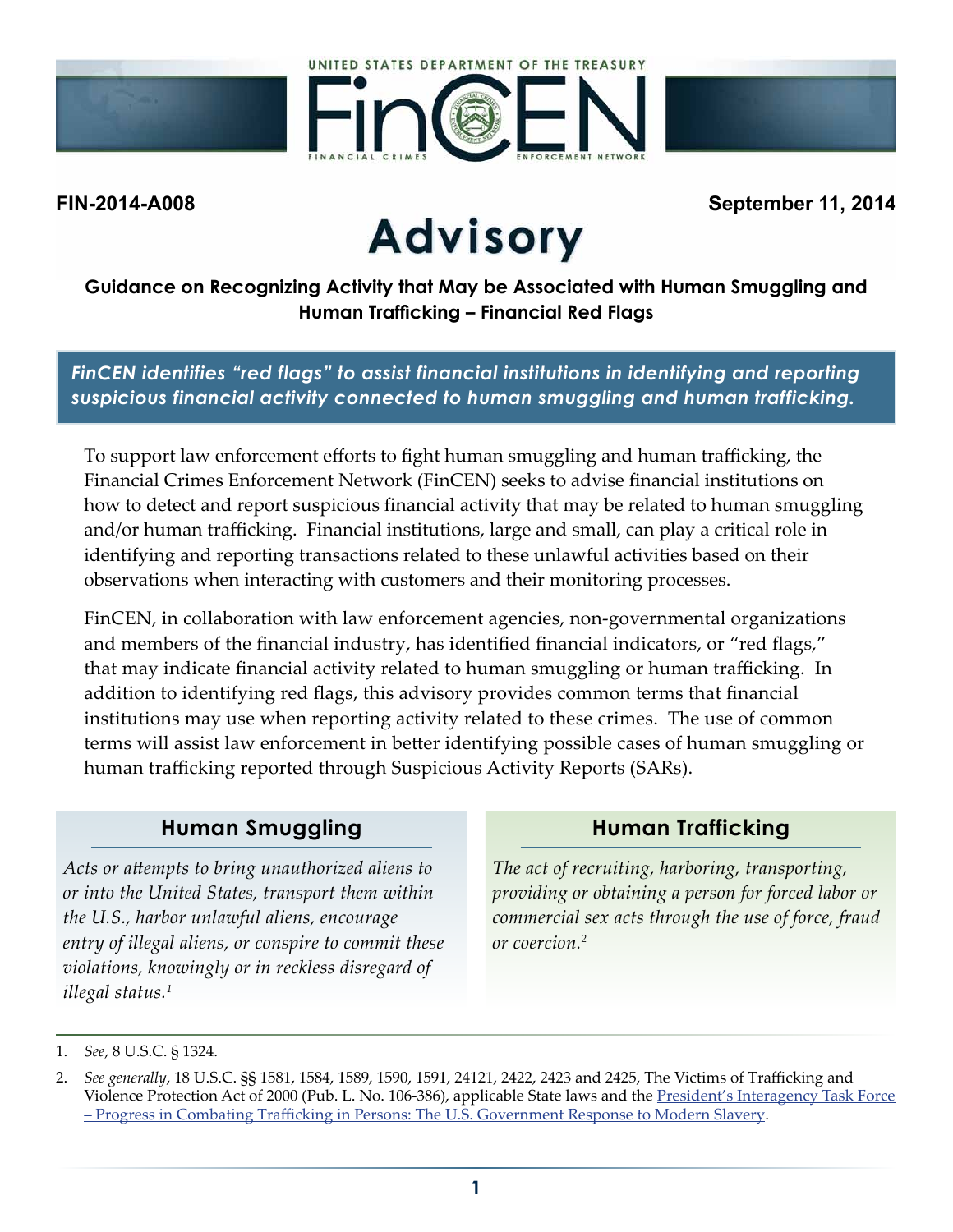UNITED STATES DEPARTMENT OF THE TREASURY

FinCEN

FINANCIAL CRIMES ENFORCEMENT NETWORK

**FIN-2014-A008** **September 11, 2014**

# Advisory

## Guidance on Recognizing Activity that May be Associated with Human Smuggling and Human Trafficking – Financial Red Flags

***FinCEN identifies "red flags" to assist financial institutions in identifying and reporting suspicious financial activity connected to human smuggling and human trafficking.***

To support law enforcement efforts to fight human smuggling and human trafficking, the Financial Crimes Enforcement Network (FinCEN) seeks to advise financial institutions on how to detect and report suspicious financial activity that may be related to human smuggling and/or human trafficking. Financial institutions, large and small, can play a critical role in identifying and reporting transactions related to these unlawful activities based on their observations when interacting with customers and their monitoring processes.

FinCEN, in collaboration with law enforcement agencies, non-governmental organizations and members of the financial industry, has identified financial indicators, or "red flags," that may indicate financial activity related to human smuggling or human trafficking. In addition to identifying red flags, this advisory provides common terms that financial institutions may use when reporting activity related to these crimes. The use of common terms will assist law enforcement in better identifying possible cases of human smuggling or human trafficking reported through Suspicious Activity Reports (SARs).

### Human Smuggling

*Acts or attempts to bring unauthorized aliens to or into the United States, transport them within the U.S., harbor unlawful aliens, encourage entry of illegal aliens, or conspire to commit these violations, knowingly or in reckless disregard of illegal status.*[1]

### Human Trafficking

*The act of recruiting, harboring, transporting, providing or obtaining a person for forced labor or commercial sex acts through the use of force, fraud or coercion.*[2]

---

1. *See*, 8 U.S.C. § 1324.
2. *See generally*, 18 U.S.C. §§ 1581, 1584, 1589, 1590, 1591, 24121, 2422, 2423 and 2425, The Victims of Trafficking and Violence Protection Act of 2000 (Pub. L. No. 106-386), applicable State laws and the President's Interagency Task Force – Progress in Combating Trafficking in Persons: The U.S. Government Response to Modern Slavery.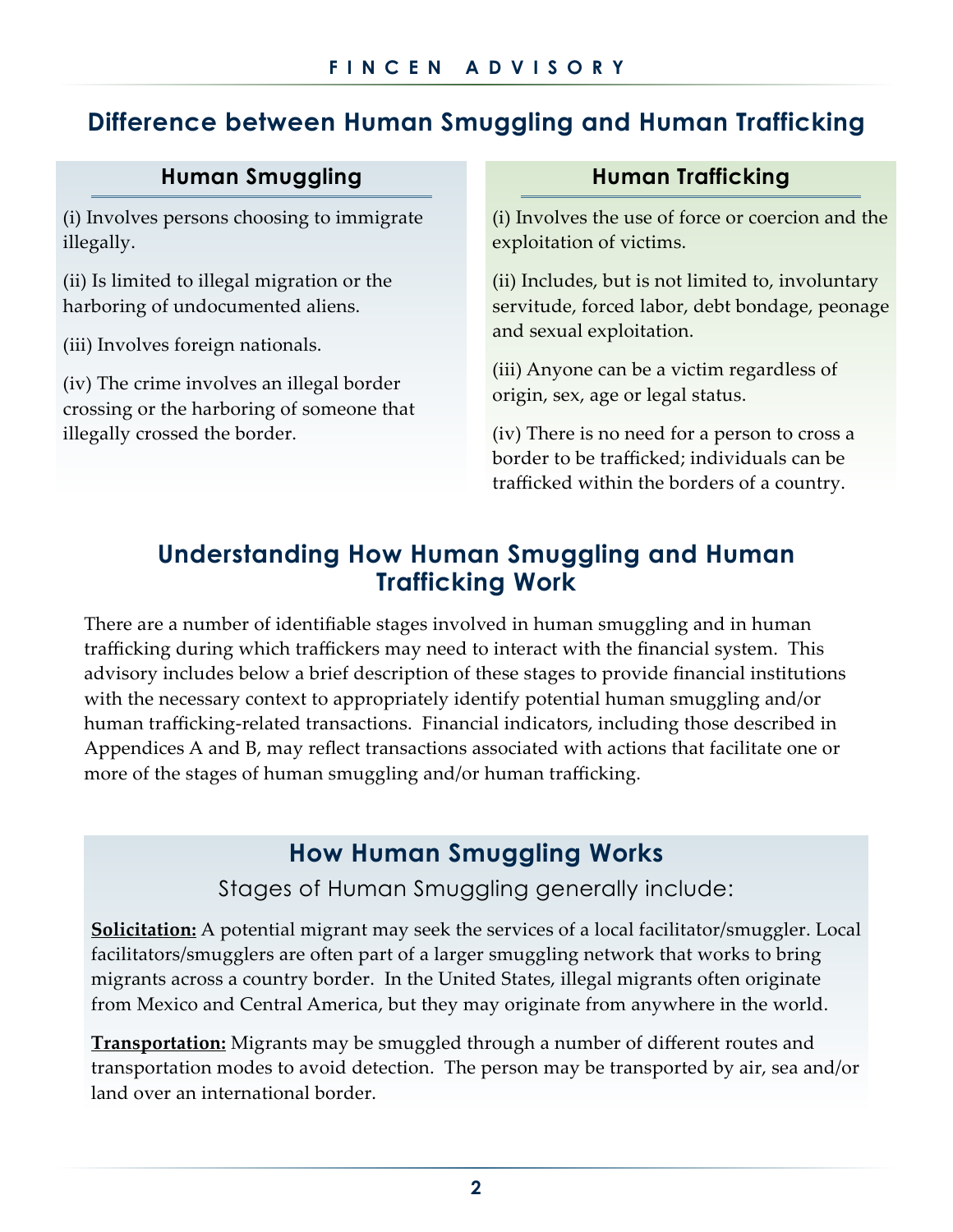## Difference between Human Smuggling and Human Trafficking

### Human Smuggling

(i) Involves persons choosing to immigrate illegally.

(ii) Is limited to illegal migration or the harboring of undocumented aliens.

(iii) Involves foreign nationals.

(iv) The crime involves an illegal border crossing or the harboring of someone that illegally crossed the border.

### Human Trafficking

(i) Involves the use of force or coercion and the exploitation of victims.

(ii) Includes, but is not limited to, involuntary servitude, forced labor, debt bondage, peonage and sexual exploitation.

(iii) Anyone can be a victim regardless of origin, sex, age or legal status.

(iv) There is no need for a person to cross a border to be trafficked; individuals can be trafficked within the borders of a country.

## Understanding How Human Smuggling and Human Trafficking Work

There are a number of identifiable stages involved in human smuggling and in human trafficking during which traffickers may need to interact with the financial system. This advisory includes below a brief description of these stages to provide financial institutions with the necessary context to appropriately identify potential human smuggling and/or human trafficking-related transactions. Financial indicators, including those described in Appendices A and B, may reflect transactions associated with actions that facilitate one or more of the stages of human smuggling and/or human trafficking.

## How Human Smuggling Works

Stages of Human Smuggling generally include:

**Solicitation:** A potential migrant may seek the services of a local facilitator/smuggler. Local facilitators/smugglers are often part of a larger smuggling network that works to bring migrants across a country border. In the United States, illegal migrants often originate from Mexico and Central America, but they may originate from anywhere in the world.

**Transportation:** Migrants may be smuggled through a number of different routes and transportation modes to avoid detection. The person may be transported by air, sea and/or land over an international border.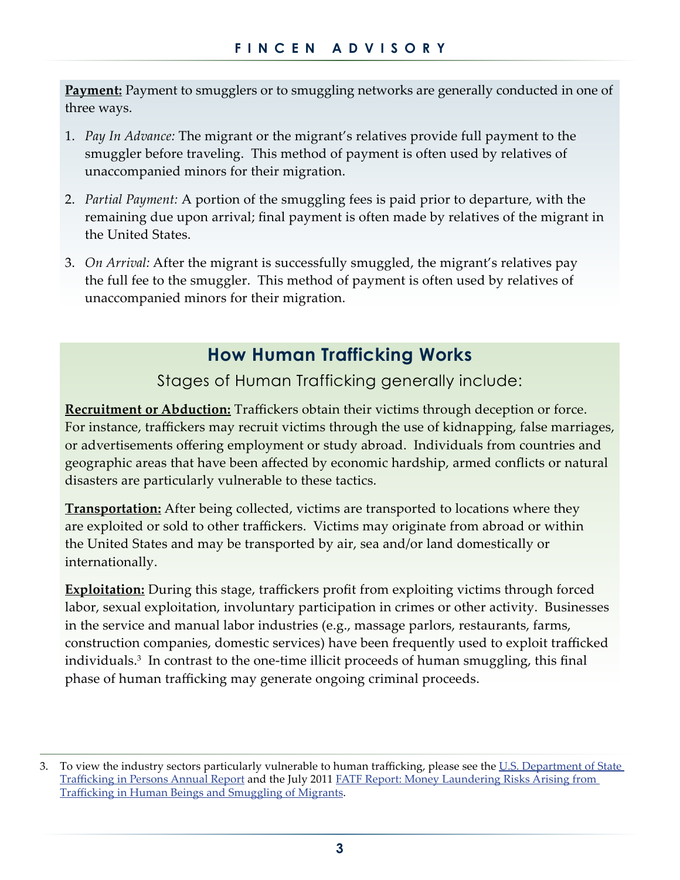**Payment:** Payment to smugglers or to smuggling networks are generally conducted in one of three ways.

1. *Pay In Advance:* The migrant or the migrant's relatives provide full payment to the smuggler before traveling. This method of payment is often used by relatives of unaccompanied minors for their migration.
2. *Partial Payment:* A portion of the smuggling fees is paid prior to departure, with the remaining due upon arrival; final payment is often made by relatives of the migrant in the United States.
3. *On Arrival:* After the migrant is successfully smuggled, the migrant's relatives pay the full fee to the smuggler. This method of payment is often used by relatives of unaccompanied minors for their migration.

## How Human Trafficking Works

### Stages of Human Trafficking generally include:

**Recruitment or Abduction:** Traffickers obtain their victims through deception or force. For instance, traffickers may recruit victims through the use of kidnapping, false marriages, or advertisements offering employment or study abroad. Individuals from countries and geographic areas that have been affected by economic hardship, armed conflicts or natural disasters are particularly vulnerable to these tactics.

**Transportation:** After being collected, victims are transported to locations where they are exploited or sold to other traffickers. Victims may originate from abroad or within the United States and may be transported by air, sea and/or land domestically or internationally.

**Exploitation:** During this stage, traffickers profit from exploiting victims through forced labor, sexual exploitation, involuntary participation in crimes or other activity. Businesses in the service and manual labor industries (e.g., massage parlors, restaurants, farms, construction companies, domestic services) have been frequently used to exploit trafficked individuals.[3] In contrast to the one-time illicit proceeds of human smuggling, this final phase of human trafficking may generate ongoing criminal proceeds.

---

3. To view the industry sectors particularly vulnerable to human trafficking, please see the U.S. Department of State Trafficking in Persons Annual Report and the July 2011 FATF Report: Money Laundering Risks Arising from Trafficking in Human Beings and Smuggling of Migrants.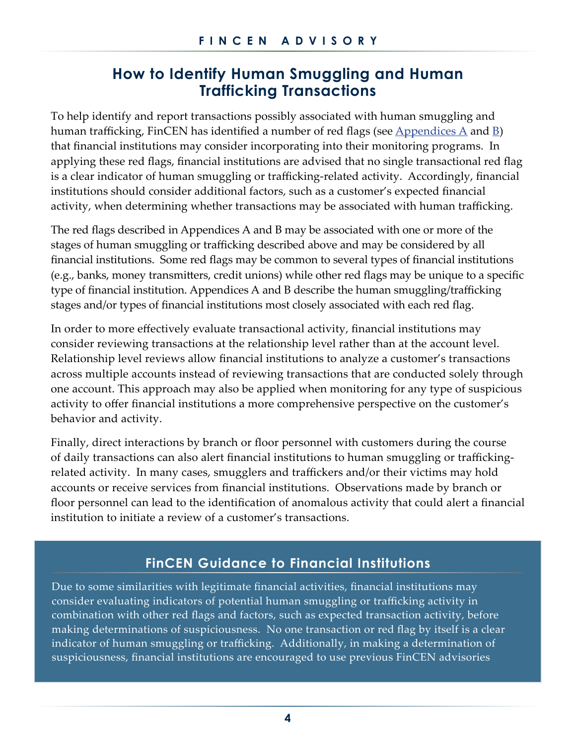## How to Identify Human Smuggling and Human Trafficking Transactions

To help identify and report transactions possibly associated with human smuggling and human trafficking, FinCEN has identified a number of red flags (see Appendices A and B) that financial institutions may consider incorporating into their monitoring programs. In applying these red flags, financial institutions are advised that no single transactional red flag is a clear indicator of human smuggling or trafficking-related activity. Accordingly, financial institutions should consider additional factors, such as a customer's expected financial activity, when determining whether transactions may be associated with human trafficking.

The red flags described in Appendices A and B may be associated with one or more of the stages of human smuggling or trafficking described above and may be considered by all financial institutions. Some red flags may be common to several types of financial institutions (e.g., banks, money transmitters, credit unions) while other red flags may be unique to a specific type of financial institution. Appendices A and B describe the human smuggling/trafficking stages and/or types of financial institutions most closely associated with each red flag.

In order to more effectively evaluate transactional activity, financial institutions may consider reviewing transactions at the relationship level rather than at the account level. Relationship level reviews allow financial institutions to analyze a customer's transactions across multiple accounts instead of reviewing transactions that are conducted solely through one account. This approach may also be applied when monitoring for any type of suspicious activity to offer financial institutions a more comprehensive perspective on the customer's behavior and activity.

Finally, direct interactions by branch or floor personnel with customers during the course of daily transactions can also alert financial institutions to human smuggling or trafficking-related activity. In many cases, smugglers and traffickers and/or their victims may hold accounts or receive services from financial institutions. Observations made by branch or floor personnel can lead to the identification of anomalous activity that could alert a financial institution to initiate a review of a customer's transactions.

### FinCEN Guidance to Financial Institutions

Due to some similarities with legitimate financial activities, financial institutions may consider evaluating indicators of potential human smuggling or trafficking activity in combination with other red flags and factors, such as expected transaction activity, before making determinations of suspiciousness. No one transaction or red flag by itself is a clear indicator of human smuggling or trafficking. Additionally, in making a determination of suspiciousness, financial institutions are encouraged to use previous FinCEN advisories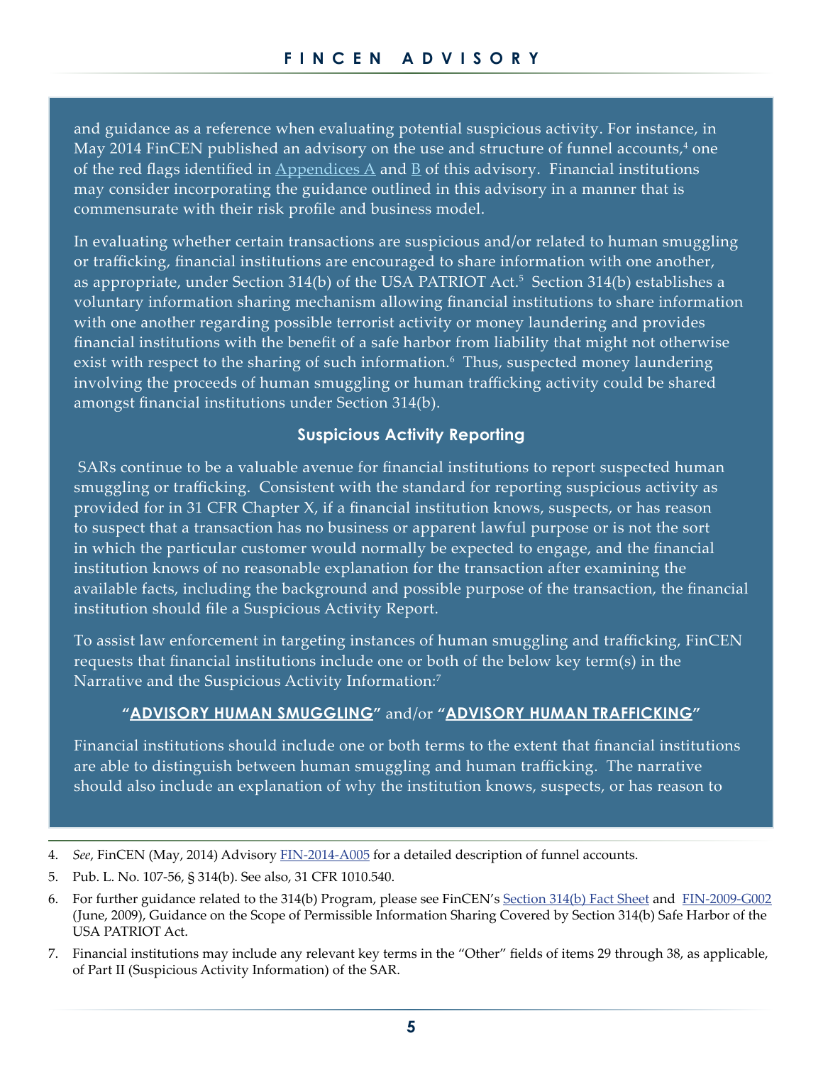and guidance as a reference when evaluating potential suspicious activity. For instance, in May 2014 FinCEN published an advisory on the use and structure of funnel accounts,[4] one of the red flags identified in Appendices A and B of this advisory. Financial institutions may consider incorporating the guidance outlined in this advisory in a manner that is commensurate with their risk profile and business model.

In evaluating whether certain transactions are suspicious and/or related to human smuggling or trafficking, financial institutions are encouraged to share information with one another, as appropriate, under Section 314(b) of the USA PATRIOT Act.[5] Section 314(b) establishes a voluntary information sharing mechanism allowing financial institutions to share information with one another regarding possible terrorist activity or money laundering and provides financial institutions with the benefit of a safe harbor from liability that might not otherwise exist with respect to the sharing of such information.[6] Thus, suspected money laundering involving the proceeds of human smuggling or human trafficking activity could be shared amongst financial institutions under Section 314(b).

## Suspicious Activity Reporting

SARs continue to be a valuable avenue for financial institutions to report suspected human smuggling or trafficking. Consistent with the standard for reporting suspicious activity as provided for in 31 CFR Chapter X, if a financial institution knows, suspects, or has reason to suspect that a transaction has no business or apparent lawful purpose or is not the sort in which the particular customer would normally be expected to engage, and the financial institution knows of no reasonable explanation for the transaction after examining the available facts, including the background and possible purpose of the transaction, the financial institution should file a Suspicious Activity Report.

To assist law enforcement in targeting instances of human smuggling and trafficking, FinCEN requests that financial institutions include one or both of the below key term(s) in the Narrative and the Suspicious Activity Information:[7]

**"ADVISORY HUMAN SMUGGLING"** and/or **"ADVISORY HUMAN TRAFFICKING"**

Financial institutions should include one or both terms to the extent that financial institutions are able to distinguish between human smuggling and human trafficking. The narrative should also include an explanation of why the institution knows, suspects, or has reason to

4. *See*, FinCEN (May, 2014) Advisory FIN-2014-A005 for a detailed description of funnel accounts.

5. Pub. L. No. 107-56, § 314(b). See also, 31 CFR 1010.540.

6. For further guidance related to the 314(b) Program, please see FinCEN's Section 314(b) Fact Sheet and FIN-2009-G002 (June, 2009), Guidance on the Scope of Permissible Information Sharing Covered by Section 314(b) Safe Harbor of the USA PATRIOT Act.

7. Financial institutions may include any relevant key terms in the "Other" fields of items 29 through 38, as applicable, of Part II (Suspicious Activity Information) of the SAR.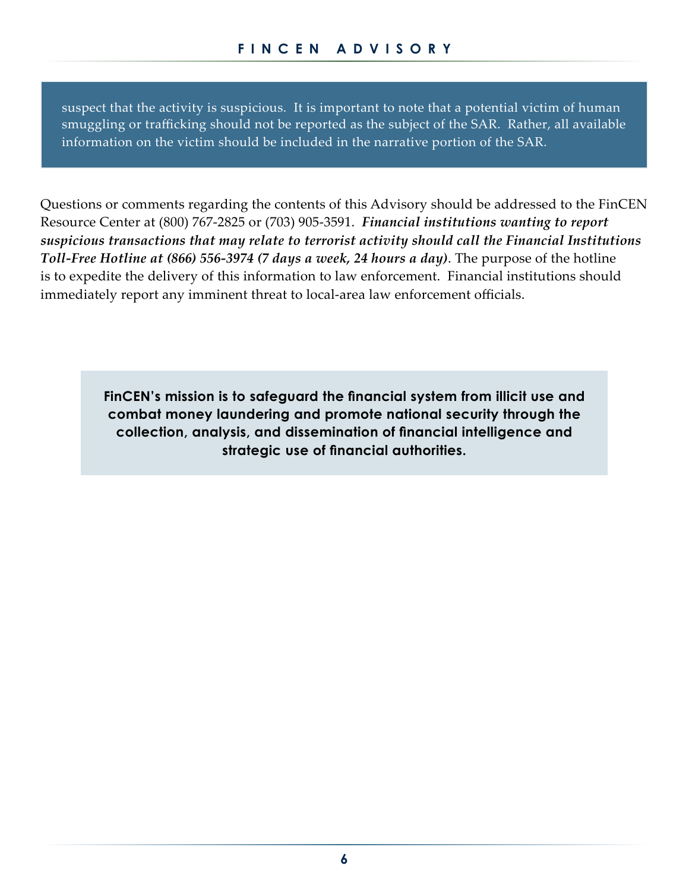suspect that the activity is suspicious. It is important to note that a potential victim of human smuggling or trafficking should not be reported as the subject of the SAR. Rather, all available information on the victim should be included in the narrative portion of the SAR.

Questions or comments regarding the contents of this Advisory should be addressed to the FinCEN Resource Center at (800) 767-2825 or (703) 905-3591. ***Financial institutions wanting to report suspicious transactions that may relate to terrorist activity should call the Financial Institutions Toll-Free Hotline at (866) 556-3974 (7 days a week, 24 hours a day)***. The purpose of the hotline is to expedite the delivery of this information to law enforcement. Financial institutions should immediately report any imminent threat to local-area law enforcement officials.

**FinCEN's mission is to safeguard the financial system from illicit use and combat money laundering and promote national security through the collection, analysis, and dissemination of financial intelligence and strategic use of financial authorities.**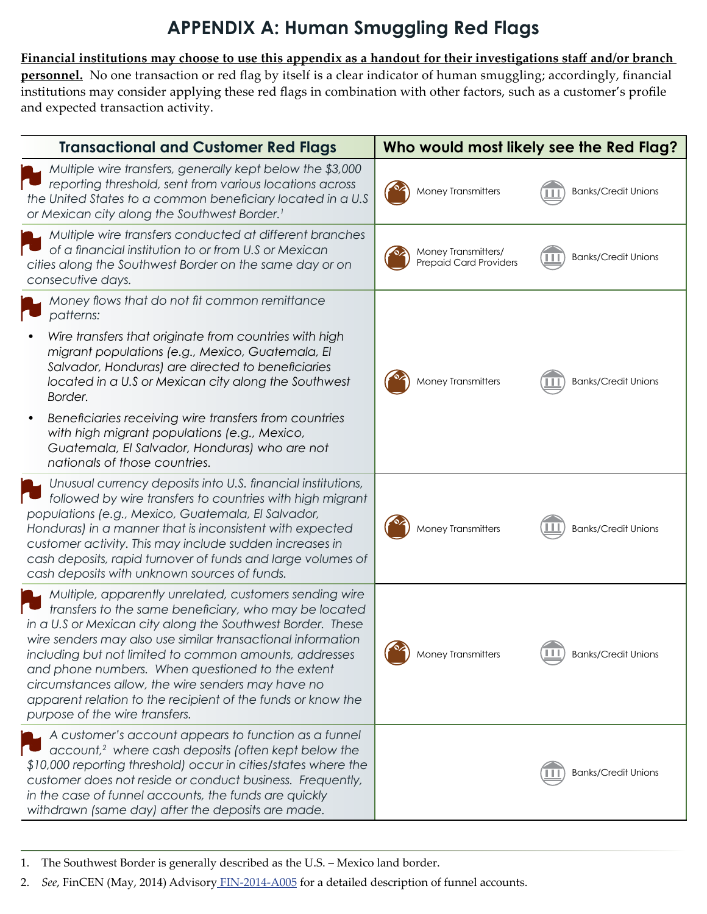# APPENDIX A: Human Smuggling Red Flags

**<u>Financial institutions may choose to use this appendix as a handout for their investigations staff and/or branch personnel.</u>** No one transaction or red flag by itself is a clear indicator of human smuggling; accordingly, financial institutions may consider applying these red flags in combination with other factors, such as a customer's profile and expected transaction activity.

| Transactional and Customer Red Flags | Who would most likely see the Red Flag? | |
|---|---|---|
| *Multiple wire transfers, generally kept below the $3,000 reporting threshold, sent from various locations across the United States to a common beneficiary located in a U.S or Mexican city along the Southwest Border.*[1] | Money Transmitters | Banks/Credit Unions |
| *Multiple wire transfers conducted at different branches of a financial institution to or from U.S or Mexican cities along the Southwest Border on the same day or on consecutive days.* | Money Transmitters/ Prepaid Card Providers | Banks/Credit Unions |
| *Money flows that do not fit common remittance patterns:*<br>• *Wire transfers that originate from countries with high migrant populations (e.g., Mexico, Guatemala, El Salvador, Honduras) are directed to beneficiaries located in a U.S or Mexican city along the Southwest Border.*<br>• *Beneficiaries receiving wire transfers from countries with high migrant populations (e.g., Mexico, Guatemala, El Salvador, Honduras) who are not nationals of those countries.* | Money Transmitters | Banks/Credit Unions |
| *Unusual currency deposits into U.S. financial institutions, followed by wire transfers to countries with high migrant populations (e.g., Mexico, Guatemala, El Salvador, Honduras) in a manner that is inconsistent with expected customer activity. This may include sudden increases in cash deposits, rapid turnover of funds and large volumes of cash deposits with unknown sources of funds.* | Money Transmitters | Banks/Credit Unions |
| *Multiple, apparently unrelated, customers sending wire transfers to the same beneficiary, who may be located in a U.S or Mexican city along the Southwest Border. These wire senders may also use similar transactional information including but not limited to common amounts, addresses and phone numbers. When questioned to the extent circumstances allow, the wire senders may have no apparent relation to the recipient of the funds or know the purpose of the wire transfers.* | Money Transmitters | Banks/Credit Unions |
| *A customer's account appears to function as a funnel account,*[2] *where cash deposits (often kept below the $10,000 reporting threshold) occur in cities/states where the customer does not reside or conduct business. Frequently, in the case of funnel accounts, the funds are quickly withdrawn (same day) after the deposits are made.* | | Banks/Credit Unions |

1. The Southwest Border is generally described as the U.S. – Mexico land border.
2. *See*, FinCEN (May, 2014) Advisory FIN-2014-A005 for a detailed description of funnel accounts.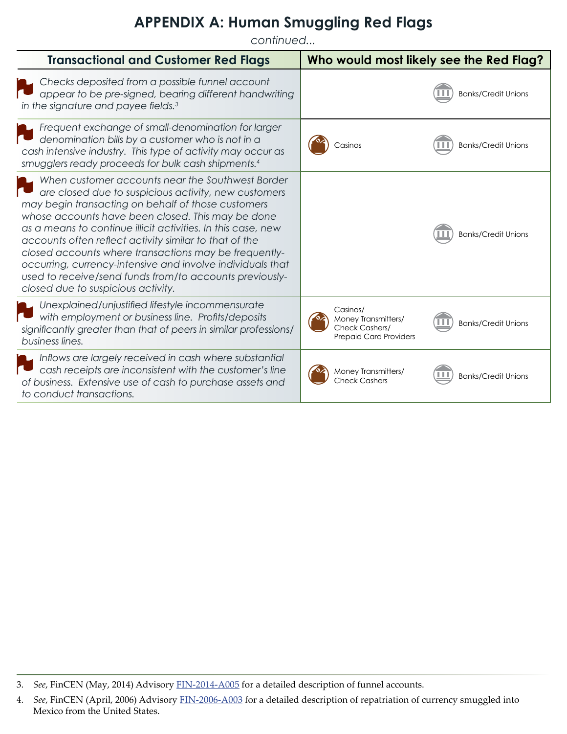# APPENDIX A: Human Smuggling Red Flags

*continued...*

| Transactional and Customer Red Flags | Who would most likely see the Red Flag? | |
|---|---|---|
| *Checks deposited from a possible funnel account appear to be pre-signed, bearing different handwriting in the signature and payee fields.*[3] | | Banks/Credit Unions |
| *Frequent exchange of small-denomination for larger denomination bills by a customer who is not in a cash intensive industry. This type of activity may occur as smugglers ready proceeds for bulk cash shipments.*[4] | Casinos | Banks/Credit Unions |
| *When customer accounts near the Southwest Border are closed due to suspicious activity, new customers may begin transacting on behalf of those customers whose accounts have been closed. This may be done as a means to continue illicit activities. In this case, new accounts often reflect activity similar to that of the closed accounts where transactions may be frequently-occurring, currency-intensive and involve individuals that used to receive/send funds from/to accounts previously-closed due to suspicious activity.* | | Banks/Credit Unions |
| *Unexplained/unjustified lifestyle incommensurate with employment or business line. Profits/deposits significantly greater than that of peers in similar professions/ business lines.* | Casinos/ Money Transmitters/ Check Cashers/ Prepaid Card Providers | Banks/Credit Unions |
| *Inflows are largely received in cash where substantial cash receipts are inconsistent with the customer's line of business. Extensive use of cash to purchase assets and to conduct transactions.* | Money Transmitters/ Check Cashers | Banks/Credit Unions |

---

3. *See*, FinCEN (May, 2014) Advisory FIN-2014-A005 for a detailed description of funnel accounts.

4. *See*, FinCEN (April, 2006) Advisory FIN-2006-A003 for a detailed description of repatriation of currency smuggled into Mexico from the United States.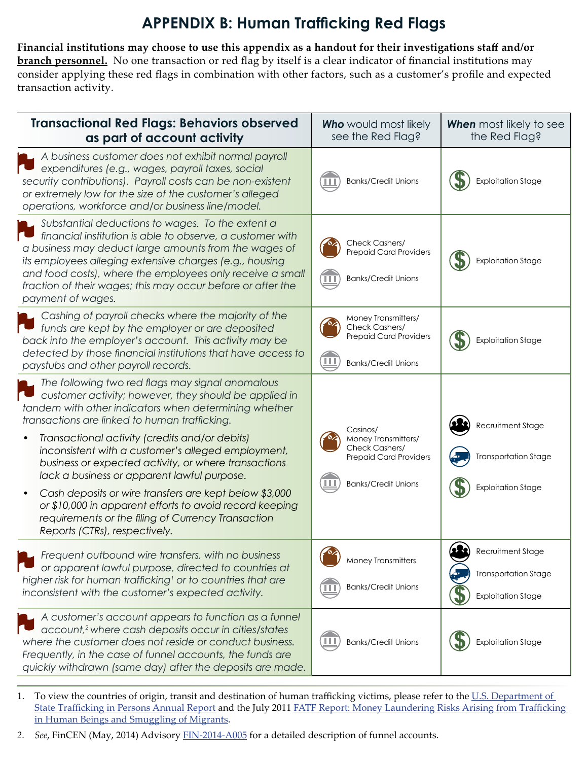# APPENDIX B: Human Trafficking Red Flags

**Financial institutions may choose to use this appendix as a handout for their investigations staff and/or branch personnel.** No one transaction or red flag by itself is a clear indicator of financial institutions may consider applying these red flags in combination with other factors, such as a customer's profile and expected transaction activity.

| Transactional Red Flags: Behaviors observed as part of account activity | ***Who*** would most likely see the Red Flag? | ***When*** most likely to see the Red Flag? |
|---|---|---|
| *A business customer does not exhibit normal payroll expenditures (e.g., wages, payroll taxes, social security contributions). Payroll costs can be non-existent or extremely low for the size of the customer's alleged operations, workforce and/or business line/model.* | Banks/Credit Unions | Exploitation Stage |
| *Substantial deductions to wages. To the extent a financial institution is able to observe, a customer with a business may deduct large amounts from the wages of its employees alleging extensive charges (e.g., housing and food costs), where the employees only receive a small fraction of their wages; this may occur before or after the payment of wages.* | Check Cashers/ Prepaid Card Providers<br>Banks/Credit Unions | Exploitation Stage |
| *Cashing of payroll checks where the majority of the funds are kept by the employer or are deposited back into the employer's account. This activity may be detected by those financial institutions that have access to paystubs and other payroll records.* | Money Transmitters/ Check Cashers/ Prepaid Card Providers<br>Banks/Credit Unions | Exploitation Stage |
| *The following two red flags may signal anomalous customer activity; however, they should be applied in tandem with other indicators when determining whether transactions are linked to human trafficking.*<br>• *Transactional activity (credits and/or debits) inconsistent with a customer's alleged employment, business or expected activity, or where transactions lack a business or apparent lawful purpose.*<br>• *Cash deposits or wire transfers are kept below $3,000 or $10,000 in apparent efforts to avoid record keeping requirements or the filing of Currency Transaction Reports (CTRs), respectively.* | Casinos/ Money Transmitters/ Check Cashers/ Prepaid Card Providers<br>Banks/Credit Unions | Recruitment Stage<br>Transportation Stage<br>Exploitation Stage |
| *Frequent outbound wire transfers, with no business or apparent lawful purpose, directed to countries at higher risk for human trafficking[1] or to countries that are inconsistent with the customer's expected activity.* | Money Transmitters<br>Banks/Credit Unions | Recruitment Stage<br>Transportation Stage<br>Exploitation Stage |
| *A customer's account appears to function as a funnel account,[2] where cash deposits occur in cities/states where the customer does not reside or conduct business. Frequently, in the case of funnel accounts, the funds are quickly withdrawn (same day) after the deposits are made.* | Banks/Credit Unions | Exploitation Stage |

1. To view the countries of origin, transit and destination of human trafficking victims, please refer to the U.S. Department of State Trafficking in Persons Annual Report and the July 2011 FATF Report: Money Laundering Risks Arising from Trafficking in Human Beings and Smuggling of Migrants.
2. *See*, FinCEN (May, 2014) Advisory FIN-2014-A005 for a detailed description of funnel accounts.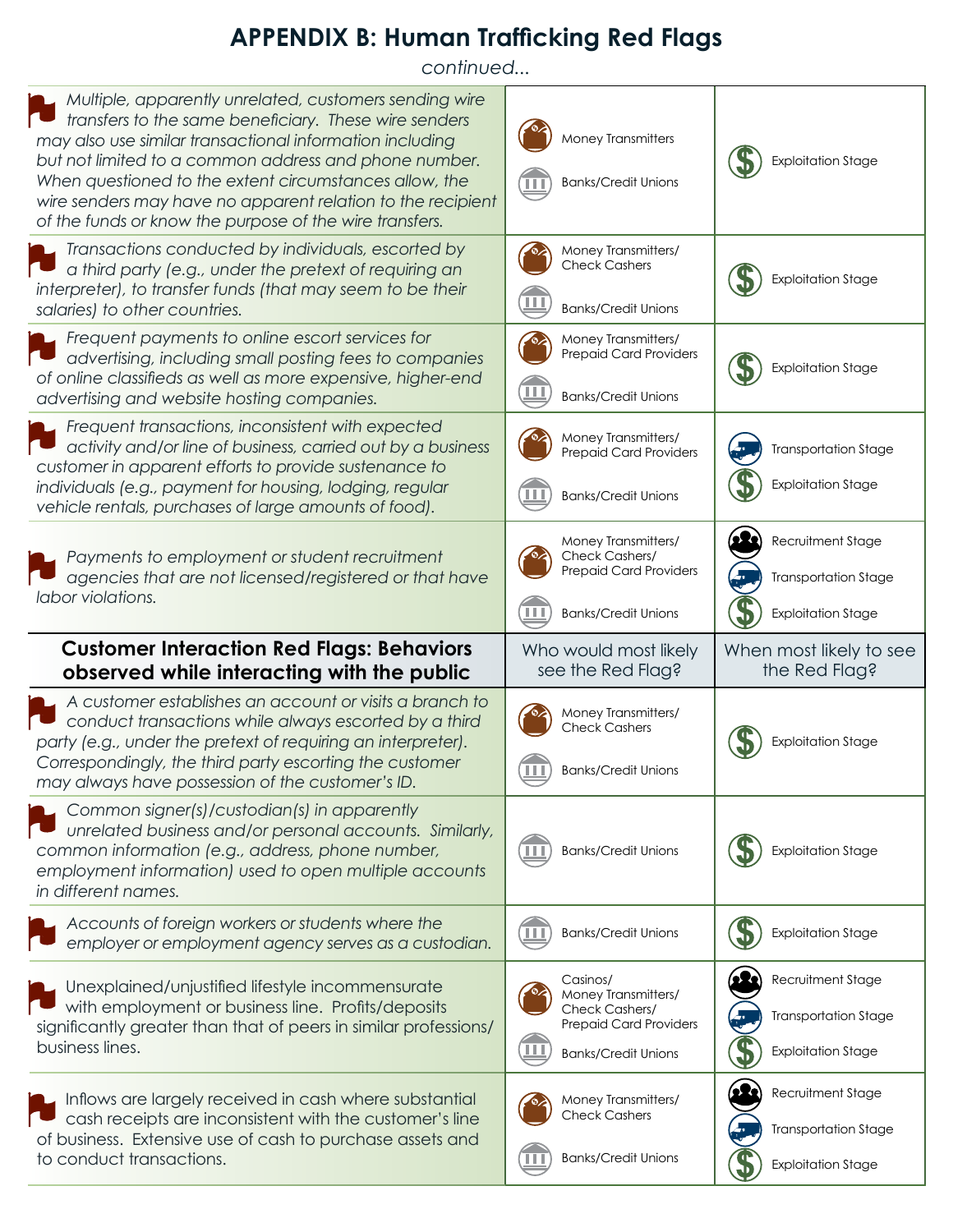# APPENDIX B: Human Trafficking Red Flags

*continued...*

| | | |
|---|---|---|
| *Multiple, apparently unrelated, customers sending wire transfers to the same beneficiary. These wire senders may also use similar transactional information including but not limited to a common address and phone number. When questioned to the extent circumstances allow, the wire senders may have no apparent relation to the recipient of the funds or know the purpose of the wire transfers.* | Money Transmitters<br>Banks/Credit Unions | Exploitation Stage |
| *Transactions conducted by individuals, escorted by a third party (e.g., under the pretext of requiring an interpreter), to transfer funds (that may seem to be their salaries) to other countries.* | Money Transmitters/ Check Cashers<br>Banks/Credit Unions | Exploitation Stage |
| *Frequent payments to online escort services for advertising, including small posting fees to companies of online classifieds as well as more expensive, higher-end advertising and website hosting companies.* | Money Transmitters/ Prepaid Card Providers<br>Banks/Credit Unions | Exploitation Stage |
| *Frequent transactions, inconsistent with expected activity and/or line of business, carried out by a business customer in apparent efforts to provide sustenance to individuals (e.g., payment for housing, lodging, regular vehicle rentals, purchases of large amounts of food).* | Money Transmitters/ Prepaid Card Providers<br>Banks/Credit Unions | Transportation Stage<br>Exploitation Stage |
| *Payments to employment or student recruitment agencies that are not licensed/registered or that have labor violations.* | Money Transmitters/ Check Cashers/ Prepaid Card Providers<br>Banks/Credit Unions | Recruitment Stage<br>Transportation Stage<br>Exploitation Stage |
| **Customer Interaction Red Flags: Behaviors observed while interacting with the public** | Who would most likely see the Red Flag? | When most likely to see the Red Flag? |
| *A customer establishes an account or visits a branch to conduct transactions while always escorted by a third party (e.g., under the pretext of requiring an interpreter). Correspondingly, the third party escorting the customer may always have possession of the customer's ID.* | Money Transmitters/ Check Cashers<br>Banks/Credit Unions | Exploitation Stage |
| *Common signer(s)/custodian(s) in apparently unrelated business and/or personal accounts. Similarly, common information (e.g., address, phone number, employment information) used to open multiple accounts in different names.* | Banks/Credit Unions | Exploitation Stage |
| *Accounts of foreign workers or students where the employer or employment agency serves as a custodian.* | Banks/Credit Unions | Exploitation Stage |
| Unexplained/unjustified lifestyle incommensurate with employment or business line. Profits/deposits significantly greater than that of peers in similar professions/ business lines. | Casinos/ Money Transmitters/ Check Cashers/ Prepaid Card Providers<br>Banks/Credit Unions | Recruitment Stage<br>Transportation Stage<br>Exploitation Stage |
| Inflows are largely received in cash where substantial cash receipts are inconsistent with the customer's line of business. Extensive use of cash to purchase assets and to conduct transactions. | Money Transmitters/ Check Cashers<br>Banks/Credit Unions | Recruitment Stage<br>Transportation Stage<br>Exploitation Stage |